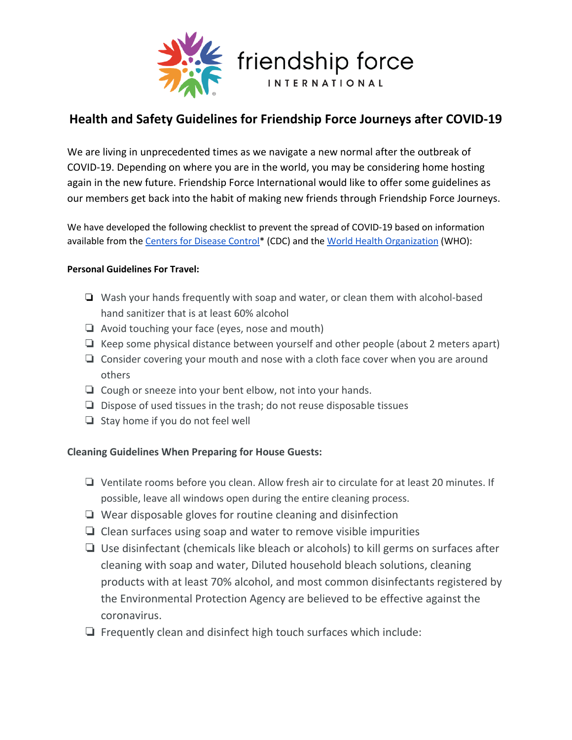friendship force INTERNATIONAL

# Health and Safety Guidelines for Friendship Force Journeys after COVID-19

We are living in unprecedented times as we navigate a new normal after the outbreak of COVID-19. Depending on where you are in the world, you may be considering home hosting again in the new future. Friendship Force International would like to offer some guidelines as our members get back into the habit of making new friends through Friendship Force Journeys.

We have developed the following checklist to prevent the spread of COVID-19 based on information available from the Centers for Disease Control* (CDC) and the World Health Organization (WHO):

**Personal Guidelines For Travel:**

- ❏ Wash your hands frequently with soap and water, or clean them with alcohol-based hand sanitizer that is at least 60% alcohol
- ❏ Avoid touching your face (eyes, nose and mouth)
- ❏ Keep some physical distance between yourself and other people (about 2 meters apart)
- ❏ Consider covering your mouth and nose with a cloth face cover when you are around others
- ❏ Cough or sneeze into your bent elbow, not into your hands.
- ❏ Dispose of used tissues in the trash; do not reuse disposable tissues
- ❏ Stay home if you do not feel well

**Cleaning Guidelines When Preparing for House Guests:**

- ❏ Ventilate rooms before you clean. Allow fresh air to circulate for at least 20 minutes. If possible, leave all windows open during the entire cleaning process.
- ❏ Wear disposable gloves for routine cleaning and disinfection
- ❏ Clean surfaces using soap and water to remove visible impurities
- ❏ Use disinfectant (chemicals like bleach or alcohols) to kill germs on surfaces after cleaning with soap and water, Diluted household bleach solutions, cleaning products with at least 70% alcohol, and most common disinfectants registered by the Environmental Protection Agency are believed to be effective against the coronavirus.
- ❏ Frequently clean and disinfect high touch surfaces which include: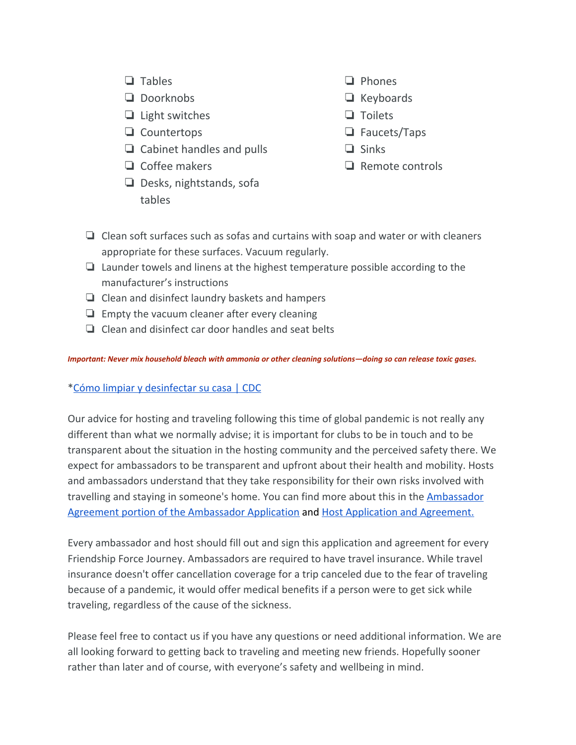- [ ] Tables
- [ ] Doorknobs
- [ ] Light switches
- [ ] Countertops
- [ ] Cabinet handles and pulls
- [ ] Coffee makers
- [ ] Desks, nightstands, sofa tables
- [ ] Phones
- [ ] Keyboards
- [ ] Toilets
- [ ] Faucets/Taps
- [ ] Sinks
- [ ] Remote controls

- [ ] Clean soft surfaces such as sofas and curtains with soap and water or with cleaners appropriate for these surfaces. Vacuum regularly.
- [ ] Launder towels and linens at the highest temperature possible according to the manufacturer's instructions
- [ ] Clean and disinfect laundry baskets and hampers
- [ ] Empty the vacuum cleaner after every cleaning
- [ ] Clean and disinfect car door handles and seat belts

***Important: Never mix household bleach with ammonia or other cleaning solutions—doing so can release toxic gases.***

*[Cómo limpiar y desinfectar su casa | CDC]

Our advice for hosting and traveling following this time of global pandemic is not really any different than what we normally advise; it is important for clubs to be in touch and to be transparent about the situation in the hosting community and the perceived safety there. We expect for ambassadors to be transparent and upfront about their health and mobility. Hosts and ambassadors understand that they take responsibility for their own risks involved with travelling and staying in someone's home. You can find more about this in the [Ambassador Agreement portion of the Ambassador Application] and [Host Application and Agreement.]

Every ambassador and host should fill out and sign this application and agreement for every Friendship Force Journey. Ambassadors are required to have travel insurance. While travel insurance doesn't offer cancellation coverage for a trip canceled due to the fear of traveling because of a pandemic, it would offer medical benefits if a person were to get sick while traveling, regardless of the cause of the sickness.

Please feel free to contact us if you have any questions or need additional information. We are all looking forward to getting back to traveling and meeting new friends. Hopefully sooner rather than later and of course, with everyone's safety and wellbeing in mind.